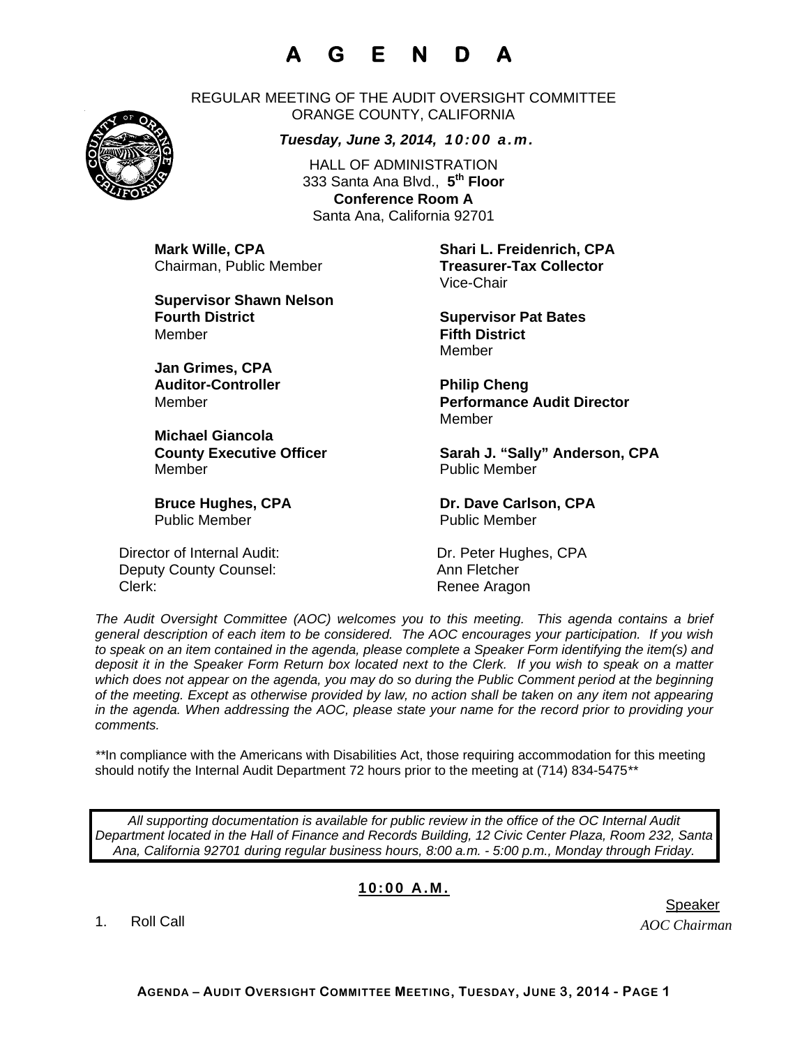# A G E N D A

REGULAR MEETING OF THE AUDIT OVERSIGHT COMMITTEE
ORANGE COUNTY, CALIFORNIA

***Tuesday, June 3, 2014, 10:00 a.m.***

HALL OF ADMINISTRATION
333 Santa Ana Blvd., **5th Floor**
**Conference Room A**
Santa Ana, California 92701

**Mark Wille, CPA**
Chairman, Public Member

**Shari L. Freidenrich, CPA**
**Treasurer-Tax Collector**
Vice-Chair

**Supervisor Shawn Nelson**
**Fourth District**
Member

**Supervisor Pat Bates**
**Fifth District**
Member

**Jan Grimes, CPA**
**Auditor-Controller**
Member

**Philip Cheng**
**Performance Audit Director**
Member

**Michael Giancola**
**County Executive Officer**
Member

**Sarah J. "Sally" Anderson, CPA**
Public Member

**Bruce Hughes, CPA**
Public Member

**Dr. Dave Carlson, CPA**
Public Member

Director of Internal Audit: Dr. Peter Hughes, CPA
Deputy County Counsel: Ann Fletcher
Clerk: Renee Aragon

*The Audit Oversight Committee (AOC) welcomes you to this meeting. This agenda contains a brief general description of each item to be considered. The AOC encourages your participation. If you wish to speak on an item contained in the agenda, please complete a Speaker Form identifying the item(s) and deposit it in the Speaker Form Return box located next to the Clerk. If you wish to speak on a matter which does not appear on the agenda, you may do so during the Public Comment period at the beginning of the meeting. Except as otherwise provided by law, no action shall be taken on any item not appearing in the agenda. When addressing the AOC, please state your name for the record prior to providing your comments.*

**In compliance with the Americans with Disabilities Act, those requiring accommodation for this meeting should notify the Internal Audit Department 72 hours prior to the meeting at (714) 834-5475**

*All supporting documentation is available for public review in the office of the OC Internal Audit Department located in the Hall of Finance and Records Building, 12 Civic Center Plaza, Room 232, Santa Ana, California 92701 during regular business hours, 8:00 a.m. - 5:00 p.m., Monday through Friday.*

## 10:00 A.M.

| | Speaker |
|---|---|
| 1. Roll Call | *AOC Chairman* |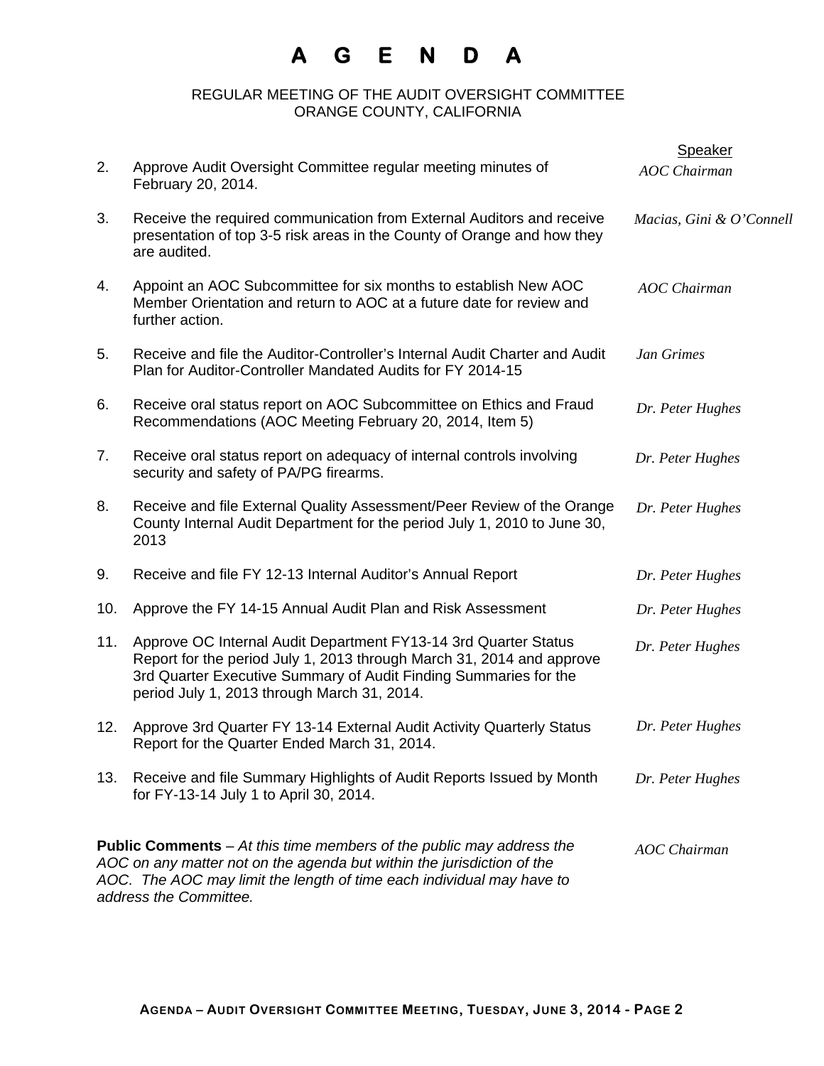# A G E N D A

REGULAR MEETING OF THE AUDIT OVERSIGHT COMMITTEE
ORANGE COUNTY, CALIFORNIA

| | | Speaker |
|---|---|---|
| 2. | Approve Audit Oversight Committee regular meeting minutes of February 20, 2014. | *AOC Chairman* |
| 3. | Receive the required communication from External Auditors and receive presentation of top 3-5 risk areas in the County of Orange and how they are audited. | *Macias, Gini & O'Connell* |
| 4. | Appoint an AOC Subcommittee for six months to establish New AOC Member Orientation and return to AOC at a future date for review and further action. | *AOC Chairman* |
| 5. | Receive and file the Auditor-Controller's Internal Audit Charter and Audit Plan for Auditor-Controller Mandated Audits for FY 2014-15 | *Jan Grimes* |
| 6. | Receive oral status report on AOC Subcommittee on Ethics and Fraud Recommendations (AOC Meeting February 20, 2014, Item 5) | *Dr. Peter Hughes* |
| 7. | Receive oral status report on adequacy of internal controls involving security and safety of PA/PG firearms. | *Dr. Peter Hughes* |
| 8. | Receive and file External Quality Assessment/Peer Review of the Orange County Internal Audit Department for the period July 1, 2010 to June 30, 2013 | *Dr. Peter Hughes* |
| 9. | Receive and file FY 12-13 Internal Auditor's Annual Report | *Dr. Peter Hughes* |
| 10. | Approve the FY 14-15 Annual Audit Plan and Risk Assessment | *Dr. Peter Hughes* |
| 11. | Approve OC Internal Audit Department FY13-14 3rd Quarter Status Report for the period July 1, 2013 through March 31, 2014 and approve 3rd Quarter Executive Summary of Audit Finding Summaries for the period July 1, 2013 through March 31, 2014. | *Dr. Peter Hughes* |
| 12. | Approve 3rd Quarter FY 13-14 External Audit Activity Quarterly Status Report for the Quarter Ended March 31, 2014. | *Dr. Peter Hughes* |
| 13. | Receive and file Summary Highlights of Audit Reports Issued by Month for FY-13-14 July 1 to April 30, 2014. | *Dr. Peter Hughes* |

**Public Comments** – *At this time members of the public may address the AOC on any matter not on the agenda but within the jurisdiction of the AOC. The AOC may limit the length of time each individual may have to address the Committee.* — *AOC Chairman*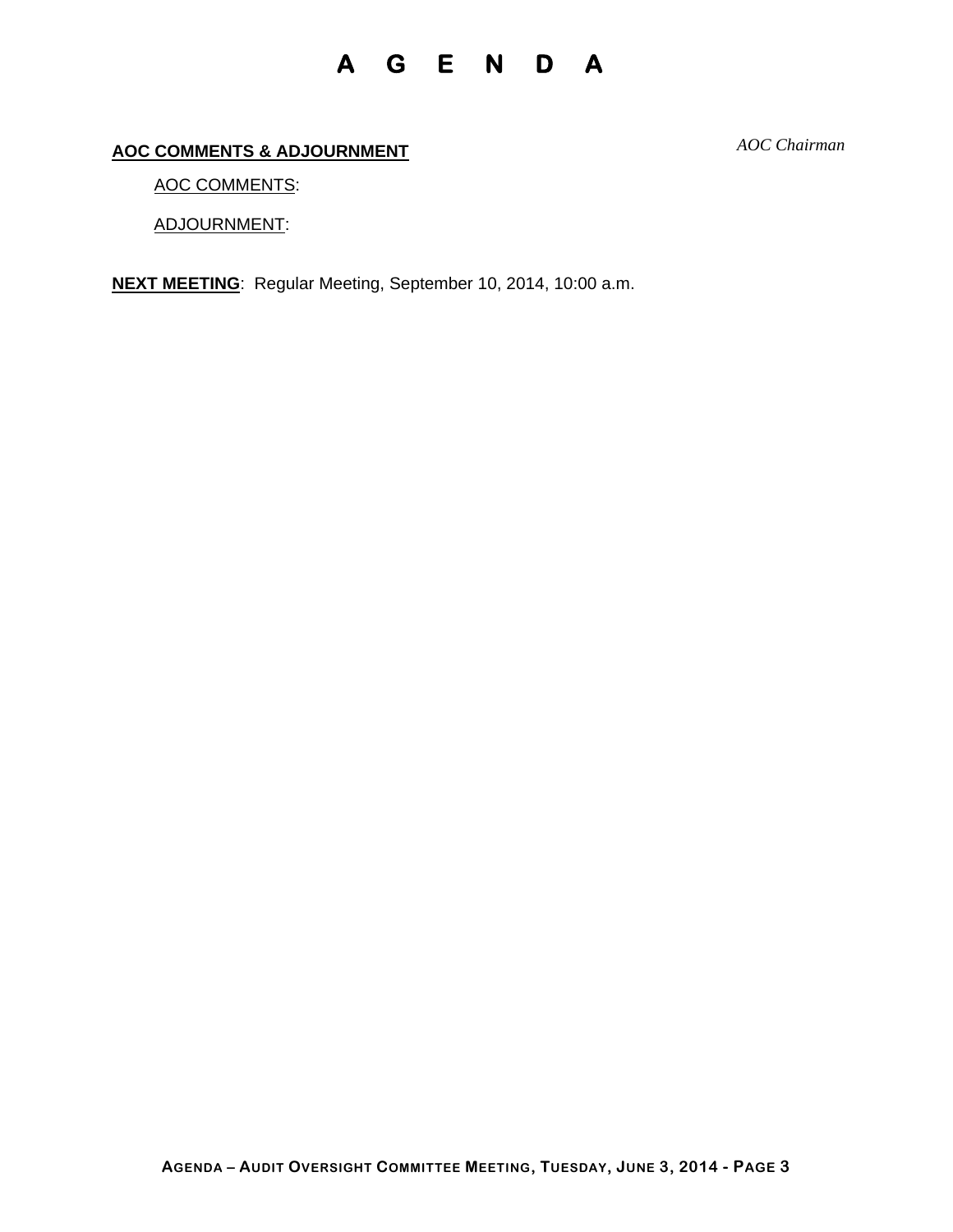# A G E N D A

**AOC COMMENTS & ADJOURNMENT** *AOC Chairman*

AOC COMMENTS:

ADJOURNMENT:

**NEXT MEETING**: Regular Meeting, September 10, 2014, 10:00 a.m.